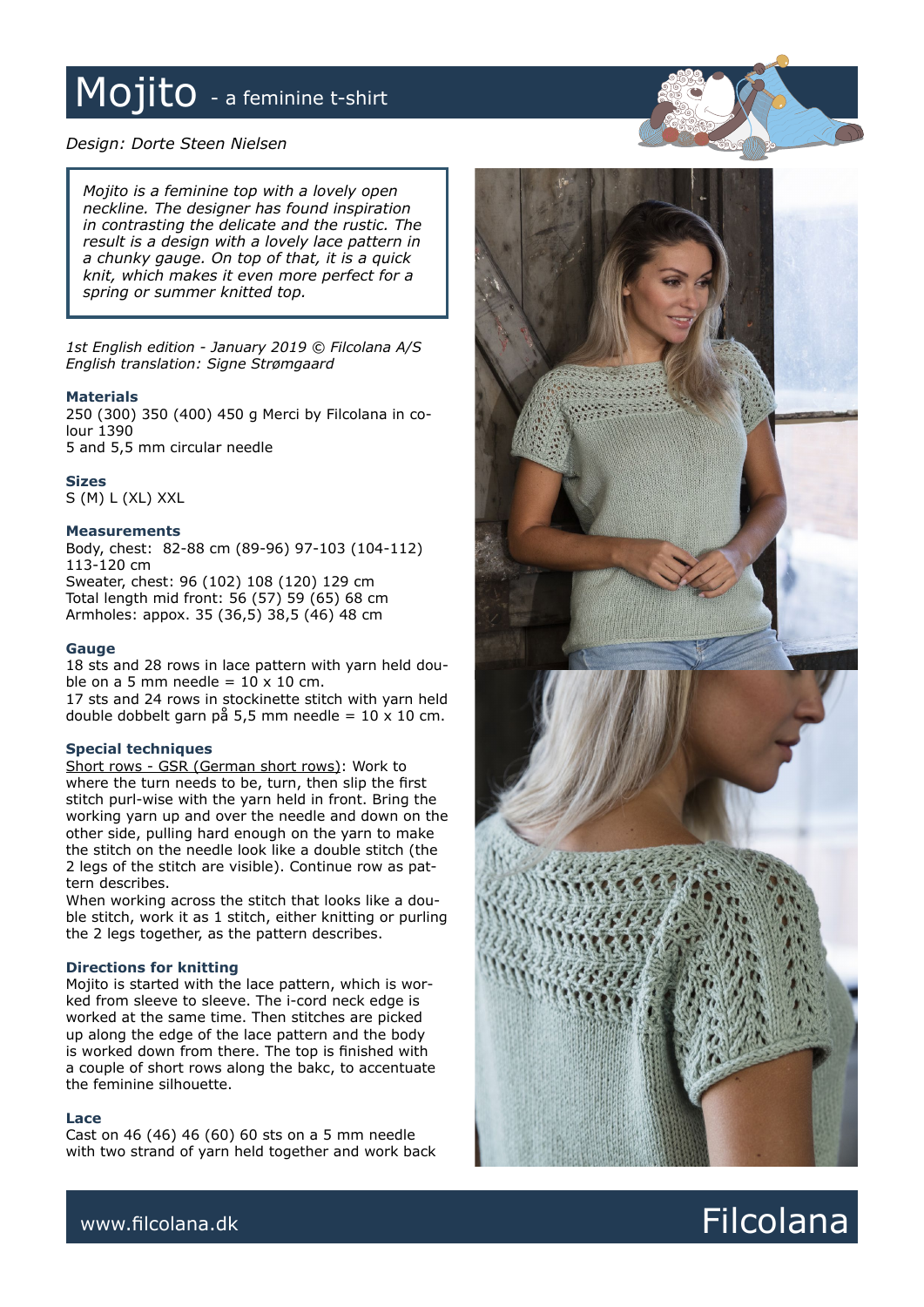# Mojito - a feminine t-shirt

*Design: Dorte Steen Nielsen*

> *Mojito is a feminine top with a lovely open neckline. The designer has found inspiration in contrasting the delicate and the rustic. The result is a design with a lovely lace pattern in a chunky gauge. On top of that, it is a quick knit, which makes it even more perfect for a spring or summer knitted top.*

*1st English edition - January 2019 © Filcolana A/S*
*English translation: Signe Strømgaard*

### Materials

250 (300) 350 (400) 450 g Merci by Filcolana in colour 1390
5 and 5,5 mm circular needle

### Sizes

S (M) L (XL) XXL

### Measurements

Body, chest: 82-88 cm (89-96) 97-103 (104-112) 113-120 cm
Sweater, chest: 96 (102) 108 (120) 129 cm
Total length mid front: 56 (57) 59 (65) 68 cm
Armholes: appox. 35 (36,5) 38,5 (46) 48 cm

### Gauge

18 sts and 28 rows in lace pattern with yarn held double on a 5 mm needle = 10 x 10 cm.
17 sts and 24 rows in stockinette stitch with yarn held double dobbelt garn på 5,5 mm needle = 10 x 10 cm.

### Special techniques

Short rows - GSR (German short rows): Work to where the turn needs to be, turn, then slip the first stitch purl-wise with the yarn held in front. Bring the working yarn up and over the needle and down on the other side, pulling hard enough on the yarn to make the stitch on the needle look like a double stitch (the 2 legs of the stitch are visible). Continue row as pattern describes.

When working across the stitch that looks like a double stitch, work it as 1 stitch, either knitting or purling the 2 legs together, as the pattern describes.

### Directions for knitting

Mojito is started with the lace pattern, which is worked from sleeve to sleeve. The i-cord neck edge is worked at the same time. Then stitches are picked up along the edge of the lace pattern and the body is worked down from there. The top is finished with a couple of short rows along the bakc, to accentuate the feminine silhouette.

### Lace

Cast on 46 (46) 46 (60) 60 sts on a 5 mm needle with two strand of yarn held together and work back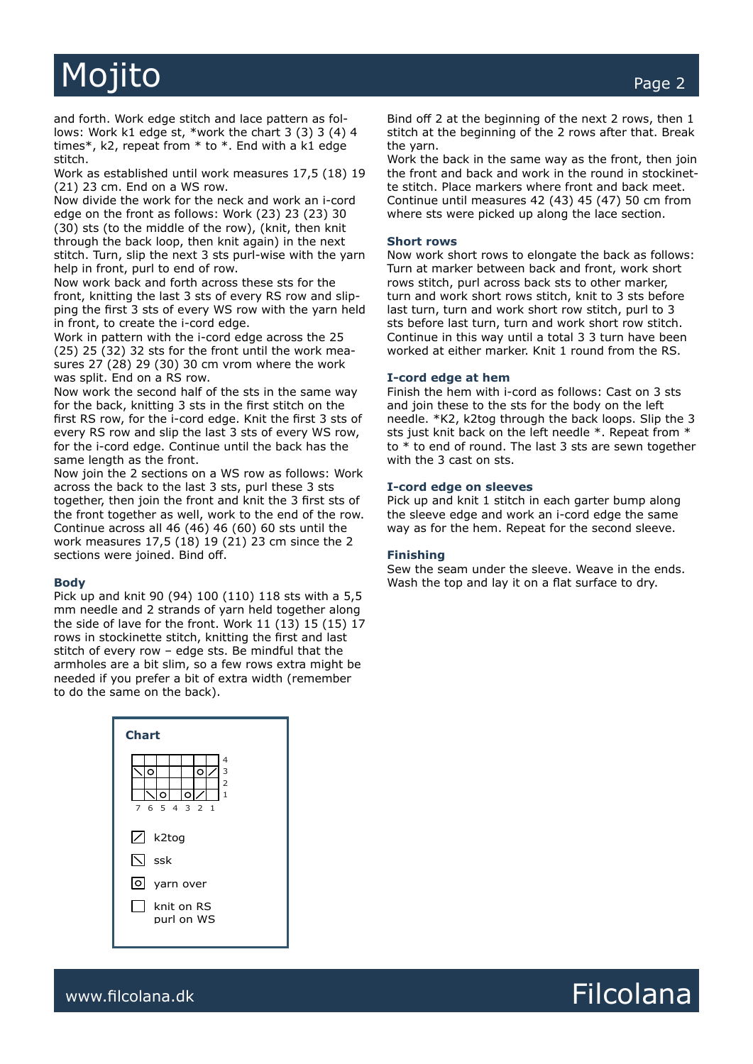and forth. Work edge stitch and lace pattern as follows: Work k1 edge st, *work the chart 3 (3) 3 (4) 4 times*, k2, repeat from * to *. End with a k1 edge stitch.

Work as established until work measures 17,5 (18) 19 (21) 23 cm. End on a WS row.

Now divide the work for the neck and work an i-cord edge on the front as follows: Work (23) 23 (23) 30 (30) sts (to the middle of the row), (knit, then knit through the back loop, then knit again) in the next stitch. Turn, slip the next 3 sts purl-wise with the yarn help in front, purl to end of row.

Now work back and forth across these sts for the front, knitting the last 3 sts of every RS row and slipping the first 3 sts of every WS row with the yarn held in front, to create the i-cord edge.

Work in pattern with the i-cord edge across the 25 (25) 25 (32) 32 sts for the front until the work measures 27 (28) 29 (30) 30 cm vrom where the work was split. End on a RS row.

Now work the second half of the sts in the same way for the back, knitting 3 sts in the first stitch on the first RS row, for the i-cord edge. Knit the first 3 sts of every RS row and slip the last 3 sts of every WS row, for the i-cord edge. Continue until the back has the same length as the front.

Now join the 2 sections on a WS row as follows: Work across the back to the last 3 sts, purl these 3 sts together, then join the front and knit the 3 first sts of the front together as well, work to the end of the row. Continue across all 46 (46) 46 (60) 60 sts until the work measures 17,5 (18) 19 (21) 23 cm since the 2 sections were joined. Bind off.

### Body

Pick up and knit 90 (94) 100 (110) 118 sts with a 5,5 mm needle and 2 strands of yarn held together along the side of lave for the front. Work 11 (13) 15 (15) 17 rows in stockinette stitch, knitting the first and last stitch of every row – edge sts. Be mindful that the armholes are a bit slim, so a few rows extra might be needed if you prefer a bit of extra width (remember to do the same on the back).

Bind off 2 at the beginning of the next 2 rows, then 1 stitch at the beginning of the 2 rows after that. Break the yarn.

Work the back in the same way as the front, then join the front and back and work in the round in stockinette stitch. Place markers where front and back meet. Continue until measures 42 (43) 45 (47) 50 cm from where sts were picked up along the lace section.

### Short rows

Now work short rows to elongate the back as follows: Turn at marker between back and front, work short rows stitch, purl across back sts to other marker, turn and work short rows stitch, knit to 3 sts before last turn, turn and work short row stitch, purl to 3 sts before last turn, turn and work short row stitch. Continue in this way until a total 3 3 turn have been worked at either marker. Knit 1 round from the RS.

### I-cord edge at hem

Finish the hem with i-cord as follows: Cast on 3 sts and join these to the sts for the body on the left needle. *K2, k2tog through the back loops. Slip the 3 sts just knit back on the left needle *. Repeat from * to * to end of round. The last 3 sts are sewn together with the 3 cast on sts.

### I-cord edge on sleeves

Pick up and knit 1 stitch in each garter bump along the sleeve edge and work an i-cord edge the same way as for the hem. Repeat for the second sleeve.

### Finishing

Sew the seam under the sleeve. Weave in the ends. Wash the top and lay it on a flat surface to dry.

### Chart

4
3
2
1
7 6 5 4 3 2 1

k2tog
ssk
yarn over
knit on RS
purl on WS